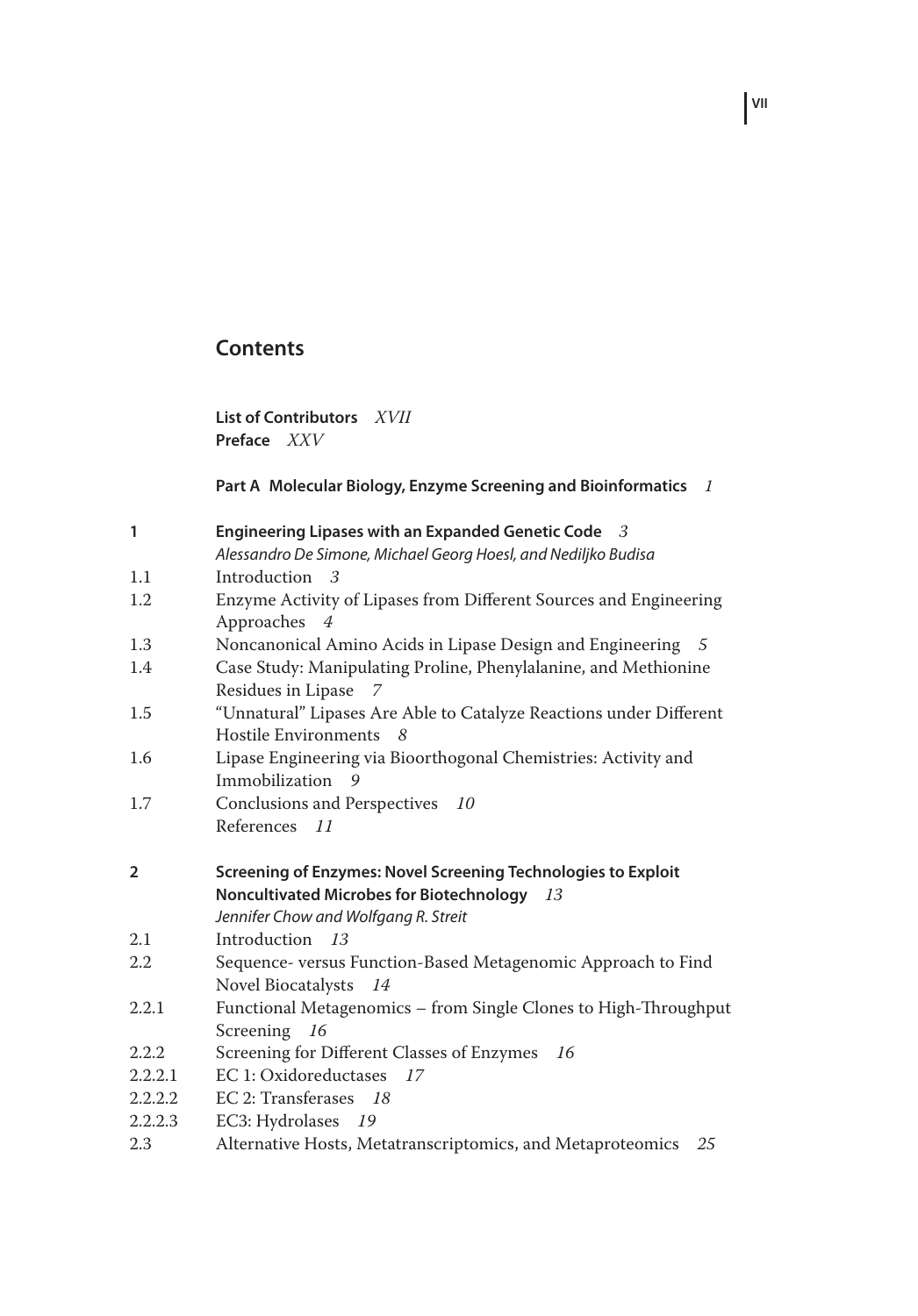# Contents

**List of Contributors** *XVII*
**Preface** *XXV*

**Part A Molecular Biology, Enzyme Screening and Bioinformatics** *1*

**1 Engineering Lipases with an Expanded Genetic Code** *3*
*Alessandro De Simone, Michael Georg Hoesl, and Nediljko Budisa*

1.1 Introduction *3*
1.2 Enzyme Activity of Lipases from Different Sources and Engineering Approaches *4*
1.3 Noncanonical Amino Acids in Lipase Design and Engineering *5*
1.4 Case Study: Manipulating Proline, Phenylalanine, and Methionine Residues in Lipase *7*
1.5 "Unnatural" Lipases Are Able to Catalyze Reactions under Different Hostile Environments *8*
1.6 Lipase Engineering via Bioorthogonal Chemistries: Activity and Immobilization *9*
1.7 Conclusions and Perspectives *10*
References *11*

**2 Screening of Enzymes: Novel Screening Technologies to Exploit Noncultivated Microbes for Biotechnology** *13*
*Jennifer Chow and Wolfgang R. Streit*

2.1 Introduction *13*
2.2 Sequence- versus Function-Based Metagenomic Approach to Find Novel Biocatalysts *14*
2.2.1 Functional Metagenomics – from Single Clones to High-Throughput Screening *16*
2.2.2 Screening for Different Classes of Enzymes *16*
2.2.2.1 EC 1: Oxidoreductases *17*
2.2.2.2 EC 2: Transferases *18*
2.2.2.3 EC3: Hydrolases *19*
2.3 Alternative Hosts, Metatranscriptomics, and Metaproteomics *25*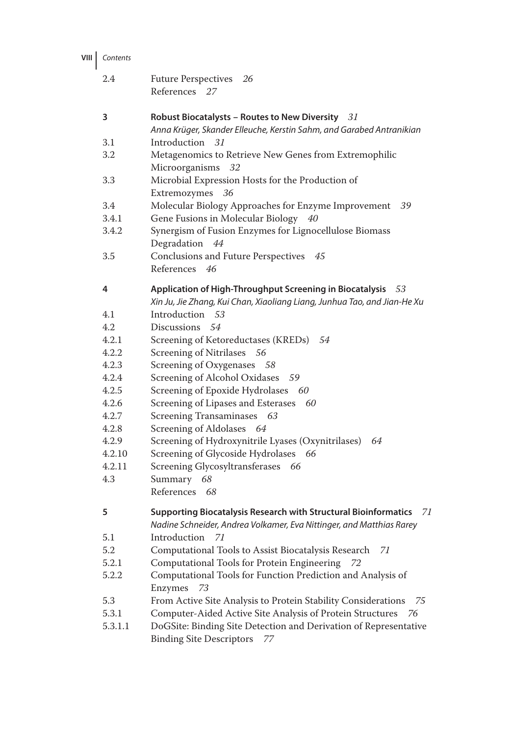2.4 Future Perspectives *26*
References *27*

**3 Robust Biocatalysts – Routes to New Diversity** *31*
*Anna Krüger, Skander Elleuche, Kerstin Sahm, and Garabed Antranikian*

3.1 Introduction *31*
3.2 Metagenomics to Retrieve New Genes from Extremophilic Microorganisms *32*
3.3 Microbial Expression Hosts for the Production of Extremozymes *36*
3.4 Molecular Biology Approaches for Enzyme Improvement *39*
3.4.1 Gene Fusions in Molecular Biology *40*
3.4.2 Synergism of Fusion Enzymes for Lignocellulose Biomass Degradation *44*
3.5 Conclusions and Future Perspectives *45*
References *46*

**4 Application of High-Throughput Screening in Biocatalysis** *53*
*Xin Ju, Jie Zhang, Kui Chan, Xiaoliang Liang, Junhua Tao, and Jian-He Xu*

4.1 Introduction *53*
4.2 Discussions *54*
4.2.1 Screening of Ketoreductases (KREDs) *54*
4.2.2 Screening of Nitrilases *56*
4.2.3 Screening of Oxygenases *58*
4.2.4 Screening of Alcohol Oxidases *59*
4.2.5 Screening of Epoxide Hydrolases *60*
4.2.6 Screening of Lipases and Esterases *60*
4.2.7 Screening Transaminases *63*
4.2.8 Screening of Aldolases *64*
4.2.9 Screening of Hydroxynitrile Lyases (Oxynitrilases) *64*
4.2.10 Screening of Glycoside Hydrolases *66*
4.2.11 Screening Glycosyltransferases *66*
4.3 Summary *68*
References *68*

**5 Supporting Biocatalysis Research with Structural Bioinformatics** *71*
*Nadine Schneider, Andrea Volkamer, Eva Nittinger, and Matthias Rarey*

5.1 Introduction *71*
5.2 Computational Tools to Assist Biocatalysis Research *71*
5.2.1 Computational Tools for Protein Engineering *72*
5.2.2 Computational Tools for Function Prediction and Analysis of Enzymes *73*
5.3 From Active Site Analysis to Protein Stability Considerations *75*
5.3.1 Computer-Aided Active Site Analysis of Protein Structures *76*
5.3.1.1 DoGSite: Binding Site Detection and Derivation of Representative Binding Site Descriptors *77*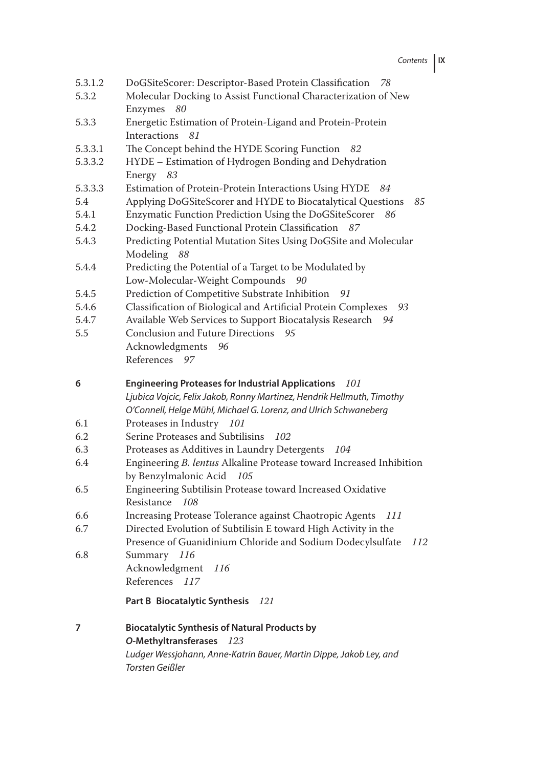5.3.1.2 DoGSiteScorer: Descriptor-Based Protein Classification *78*
5.3.2 Molecular Docking to Assist Functional Characterization of New Enzymes *80*
5.3.3 Energetic Estimation of Protein-Ligand and Protein-Protein Interactions *81*
5.3.3.1 The Concept behind the HYDE Scoring Function *82*
5.3.3.2 HYDE – Estimation of Hydrogen Bonding and Dehydration Energy *83*
5.3.3.3 Estimation of Protein-Protein Interactions Using HYDE *84*
5.4 Applying DoGSiteScorer and HYDE to Biocatalytical Questions *85*
5.4.1 Enzymatic Function Prediction Using the DoGSiteScorer *86*
5.4.2 Docking-Based Functional Protein Classification *87*
5.4.3 Predicting Potential Mutation Sites Using DoGSite and Molecular Modeling *88*
5.4.4 Predicting the Potential of a Target to be Modulated by Low-Molecular-Weight Compounds *90*
5.4.5 Prediction of Competitive Substrate Inhibition *91*
5.4.6 Classification of Biological and Artificial Protein Complexes *93*
5.4.7 Available Web Services to Support Biocatalysis Research *94*
5.5 Conclusion and Future Directions *95*
Acknowledgments *96*
References *97*

**6 Engineering Proteases for Industrial Applications** *101*
*Ljubica Vojcic, Felix Jakob, Ronny Martinez, Hendrik Hellmuth, Timothy O'Connell, Helge Mühl, Michael G. Lorenz, and Ulrich Schwaneberg*

6.1 Proteases in Industry *101*
6.2 Serine Proteases and Subtilisins *102*
6.3 Proteases as Additives in Laundry Detergents *104*
6.4 Engineering *B. lentus* Alkaline Protease toward Increased Inhibition by Benzylmalonic Acid *105*
6.5 Engineering Subtilisin Protease toward Increased Oxidative Resistance *108*
6.6 Increasing Protease Tolerance against Chaotropic Agents *111*
6.7 Directed Evolution of Subtilisin E toward High Activity in the Presence of Guanidinium Chloride and Sodium Dodecylsulfate *112*
6.8 Summary *116*
Acknowledgment *116*
References *117*

**Part B Biocatalytic Synthesis** *121*

**7 Biocatalytic Synthesis of Natural Products by *O*-Methyltransferases** *123*
*Ludger Wessjohann, Anne-Katrin Bauer, Martin Dippe, Jakob Ley, and Torsten Geißler*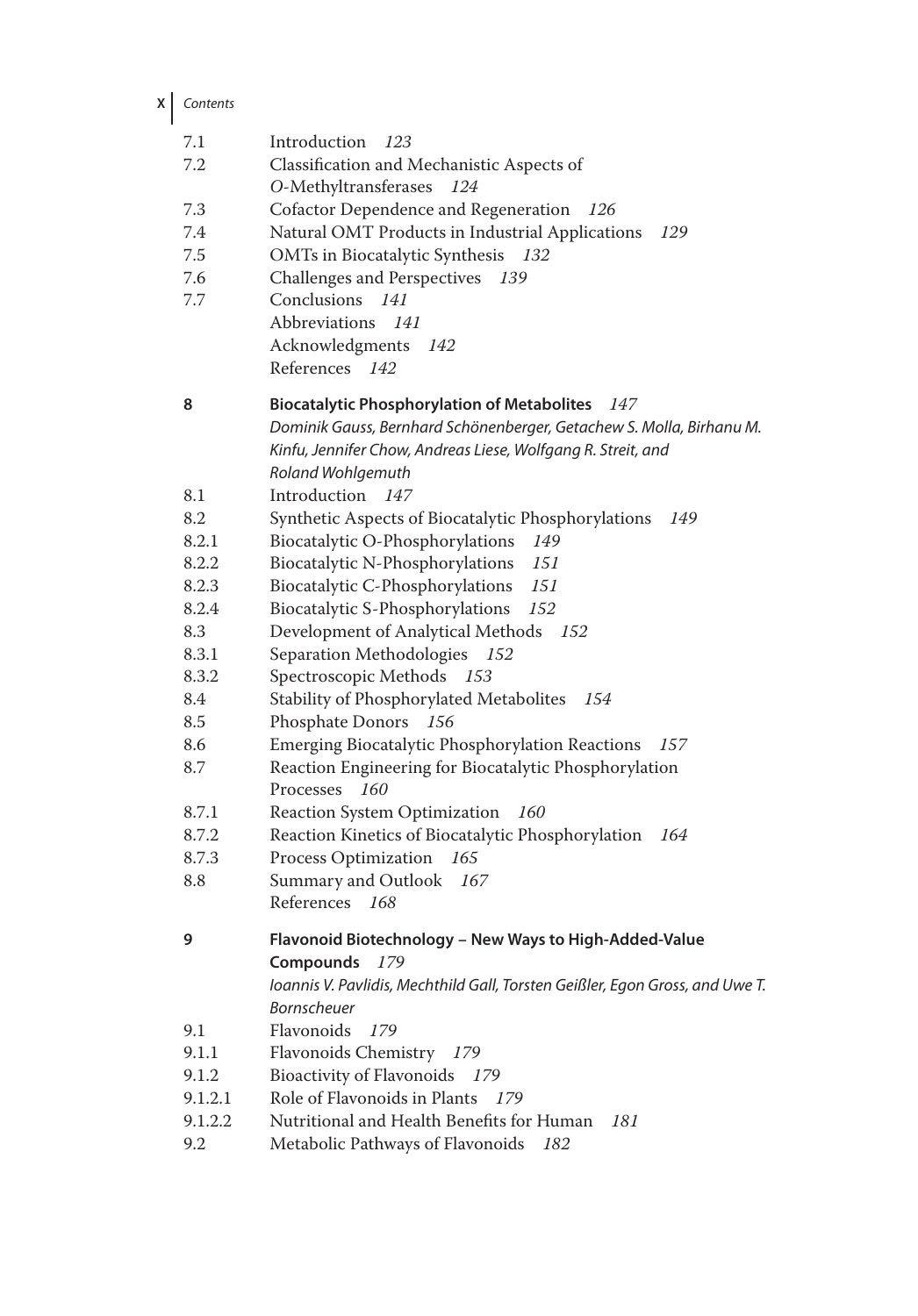7.1 Introduction *123*
7.2 Classification and Mechanistic Aspects of *O*-Methyltransferases *124*
7.3 Cofactor Dependence and Regeneration *126*
7.4 Natural OMT Products in Industrial Applications *129*
7.5 OMTs in Biocatalytic Synthesis *132*
7.6 Challenges and Perspectives *139*
7.7 Conclusions *141*
Abbreviations *141*
Acknowledgments *142*
References *142*

**8 Biocatalytic Phosphorylation of Metabolites** *147*
*Dominik Gauss, Bernhard Schönenberger, Getachew S. Molla, Birhanu M. Kinfu, Jennifer Chow, Andreas Liese, Wolfgang R. Streit, and Roland Wohlgemuth*

8.1 Introduction *147*
8.2 Synthetic Aspects of Biocatalytic Phosphorylations *149*
8.2.1 Biocatalytic O-Phosphorylations *149*
8.2.2 Biocatalytic N-Phosphorylations *151*
8.2.3 Biocatalytic C-Phosphorylations *151*
8.2.4 Biocatalytic S-Phosphorylations *152*
8.3 Development of Analytical Methods *152*
8.3.1 Separation Methodologies *152*
8.3.2 Spectroscopic Methods *153*
8.4 Stability of Phosphorylated Metabolites *154*
8.5 Phosphate Donors *156*
8.6 Emerging Biocatalytic Phosphorylation Reactions *157*
8.7 Reaction Engineering for Biocatalytic Phosphorylation Processes *160*
8.7.1 Reaction System Optimization *160*
8.7.2 Reaction Kinetics of Biocatalytic Phosphorylation *164*
8.7.3 Process Optimization *165*
8.8 Summary and Outlook *167*
References *168*

**9 Flavonoid Biotechnology – New Ways to High-Added-Value Compounds** *179*
*Ioannis V. Pavlidis, Mechthild Gall, Torsten Geißler, Egon Gross, and Uwe T. Bornscheuer*

9.1 Flavonoids *179*
9.1.1 Flavonoids Chemistry *179*
9.1.2 Bioactivity of Flavonoids *179*
9.1.2.1 Role of Flavonoids in Plants *179*
9.1.2.2 Nutritional and Health Benefits for Human *181*
9.2 Metabolic Pathways of Flavonoids *182*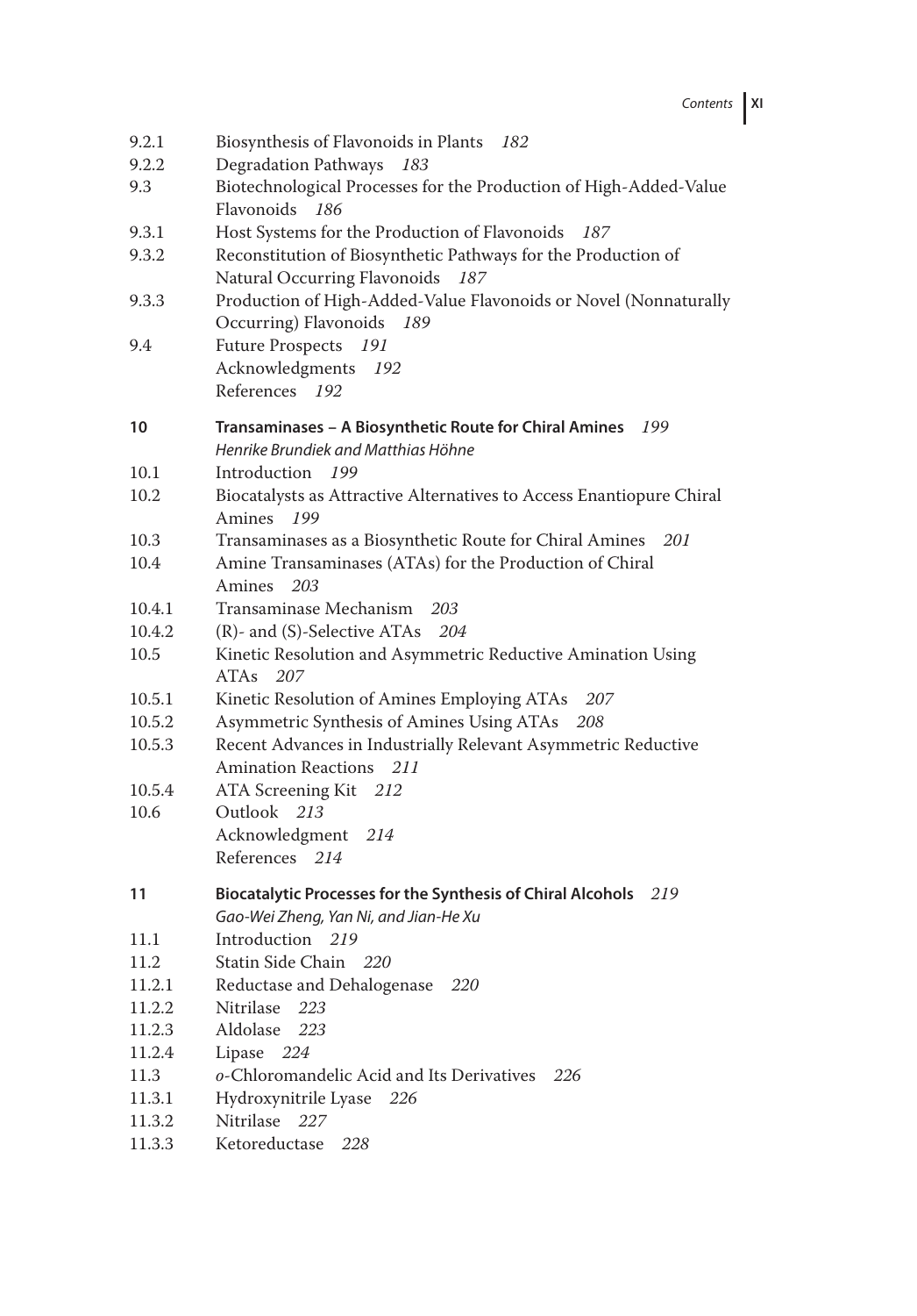9.2.1 Biosynthesis of Flavonoids in Plants *182*
9.2.2 Degradation Pathways *183*
9.3 Biotechnological Processes for the Production of High-Added-Value Flavonoids *186*
9.3.1 Host Systems for the Production of Flavonoids *187*
9.3.2 Reconstitution of Biosynthetic Pathways for the Production of Natural Occurring Flavonoids *187*
9.3.3 Production of High-Added-Value Flavonoids or Novel (Nonnaturally Occurring) Flavonoids *189*
9.4 Future Prospects *191*
Acknowledgments *192*
References *192*

**10 Transaminases – A Biosynthetic Route for Chiral Amines** *199*
*Henrike Brundiek and Matthias Höhne*

10.1 Introduction *199*
10.2 Biocatalysts as Attractive Alternatives to Access Enantiopure Chiral Amines *199*
10.3 Transaminases as a Biosynthetic Route for Chiral Amines *201*
10.4 Amine Transaminases (ATAs) for the Production of Chiral Amines *203*
10.4.1 Transaminase Mechanism *203*
10.4.2 (R)- and (S)-Selective ATAs *204*
10.5 Kinetic Resolution and Asymmetric Reductive Amination Using ATAs *207*
10.5.1 Kinetic Resolution of Amines Employing ATAs *207*
10.5.2 Asymmetric Synthesis of Amines Using ATAs *208*
10.5.3 Recent Advances in Industrially Relevant Asymmetric Reductive Amination Reactions *211*
10.5.4 ATA Screening Kit *212*
10.6 Outlook *213*
Acknowledgment *214*
References *214*

**11 Biocatalytic Processes for the Synthesis of Chiral Alcohols** *219*
*Gao-Wei Zheng, Yan Ni, and Jian-He Xu*

11.1 Introduction *219*
11.2 Statin Side Chain *220*
11.2.1 Reductase and Dehalogenase *220*
11.2.2 Nitrilase *223*
11.2.3 Aldolase *223*
11.2.4 Lipase *224*
11.3 *o*-Chloromandelic Acid and Its Derivatives *226*
11.3.1 Hydroxynitrile Lyase *226*
11.3.2 Nitrilase *227*
11.3.3 Ketoreductase *228*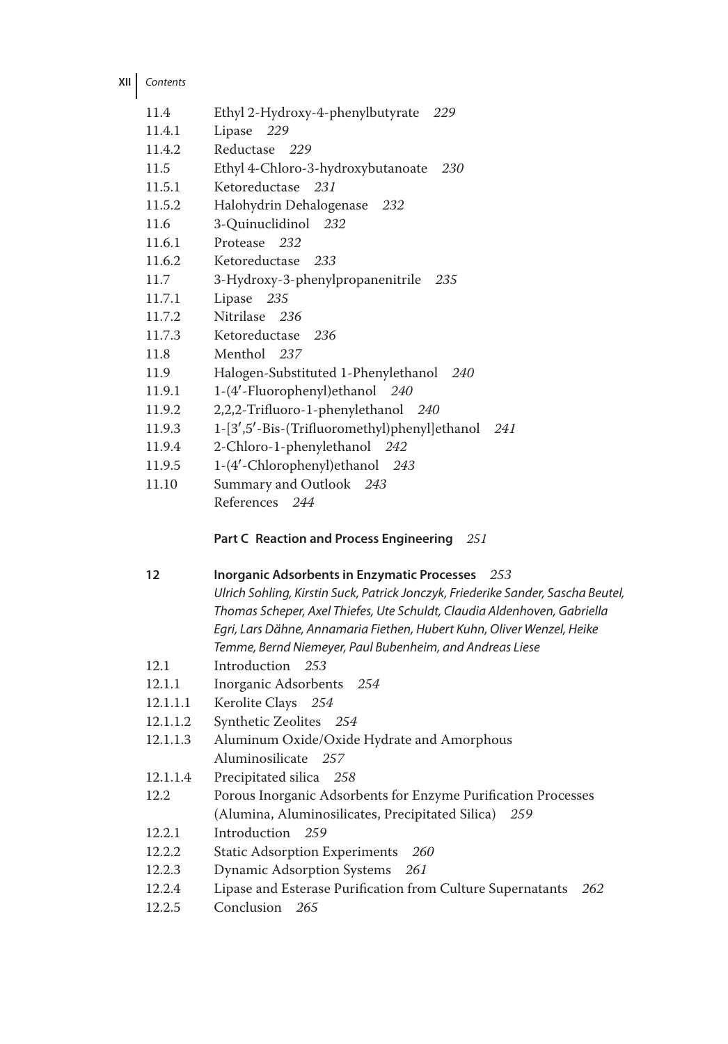11.4 Ethyl 2-Hydroxy-4-phenylbutyrate *229*
11.4.1 Lipase *229*
11.4.2 Reductase *229*
11.5 Ethyl 4-Chloro-3-hydroxybutanoate *230*
11.5.1 Ketoreductase *231*
11.5.2 Halohydrin Dehalogenase *232*
11.6 3-Quinuclidinol *232*
11.6.1 Protease *232*
11.6.2 Ketoreductase *233*
11.7 3-Hydroxy-3-phenylpropanenitrile *235*
11.7.1 Lipase *235*
11.7.2 Nitrilase *236*
11.7.3 Ketoreductase *236*
11.8 Menthol *237*
11.9 Halogen-Substituted 1-Phenylethanol *240*
11.9.1 1-(4′-Fluorophenyl)ethanol *240*
11.9.2 2,2,2-Trifluoro-1-phenylethanol *240*
11.9.3 1-[3′,5′-Bis-(Trifluoromethyl)phenyl]ethanol *241*
11.9.4 2-Chloro-1-phenylethanol *242*
11.9.5 1-(4′-Chlorophenyl)ethanol *243*
11.10 Summary and Outlook *243*
References *244*

**Part C Reaction and Process Engineering** *251*

**12 Inorganic Adsorbents in Enzymatic Processes** *253*
*Ulrich Sohling, Kirstin Suck, Patrick Jonczyk, Friederike Sander, Sascha Beutel, Thomas Scheper, Axel Thiefes, Ute Schuldt, Claudia Aldenhoven, Gabriella Egri, Lars Dähne, Annamaria Fiethen, Hubert Kuhn, Oliver Wenzel, Heike Temme, Bernd Niemeyer, Paul Bubenheim, and Andreas Liese*
12.1 Introduction *253*
12.1.1 Inorganic Adsorbents *254*
12.1.1.1 Kerolite Clays *254*
12.1.1.2 Synthetic Zeolites *254*
12.1.1.3 Aluminum Oxide/Oxide Hydrate and Amorphous Aluminosilicate *257*
12.1.1.4 Precipitated silica *258*
12.2 Porous Inorganic Adsorbents for Enzyme Purification Processes (Alumina, Aluminosilicates, Precipitated Silica) *259*
12.2.1 Introduction *259*
12.2.2 Static Adsorption Experiments *260*
12.2.3 Dynamic Adsorption Systems *261*
12.2.4 Lipase and Esterase Purification from Culture Supernatants *262*
12.2.5 Conclusion *265*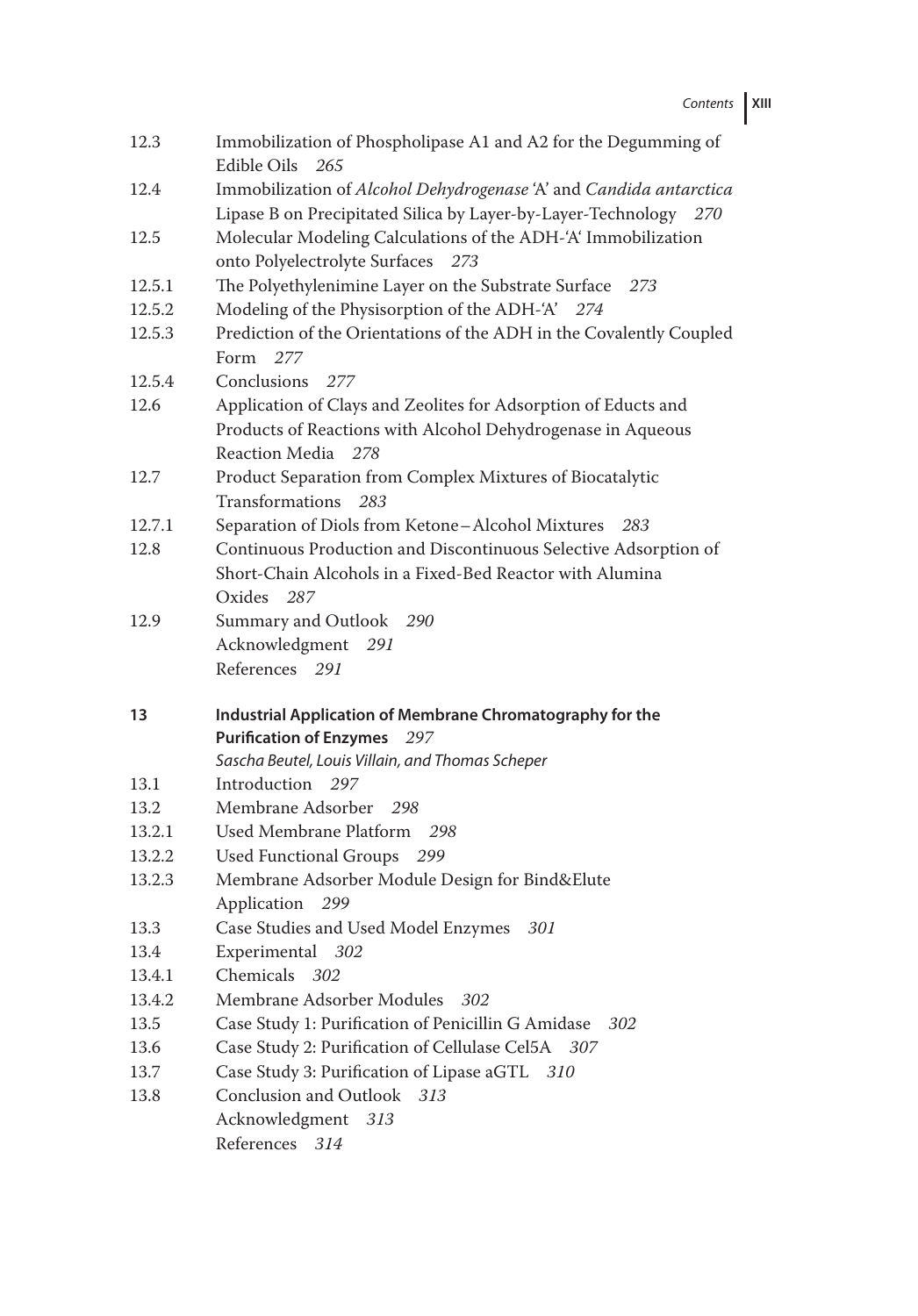12.3 Immobilization of Phospholipase A1 and A2 for the Degumming of Edible Oils *265*

12.4 Immobilization of *Alcohol Dehydrogenase* 'A' and *Candida antarctica* Lipase B on Precipitated Silica by Layer-by-Layer-Technology *270*

12.5 Molecular Modeling Calculations of the ADH-'A' Immobilization onto Polyelectrolyte Surfaces *273*

12.5.1 The Polyethylenimine Layer on the Substrate Surface *273*

12.5.2 Modeling of the Physisorption of the ADH-'A' *274*

12.5.3 Prediction of the Orientations of the ADH in the Covalently Coupled Form *277*

12.5.4 Conclusions *277*

12.6 Application of Clays and Zeolites for Adsorption of Educts and Products of Reactions with Alcohol Dehydrogenase in Aqueous Reaction Media *278*

12.7 Product Separation from Complex Mixtures of Biocatalytic Transformations *283*

12.7.1 Separation of Diols from Ketone–Alcohol Mixtures *283*

12.8 Continuous Production and Discontinuous Selective Adsorption of Short-Chain Alcohols in a Fixed-Bed Reactor with Alumina Oxides *287*

12.9 Summary and Outlook *290*

Acknowledgment *291*

References *291*

**13 Industrial Application of Membrane Chromatography for the Purification of Enzymes** *297*

*Sascha Beutel, Louis Villain, and Thomas Scheper*

13.1 Introduction *297*

13.2 Membrane Adsorber *298*

13.2.1 Used Membrane Platform *298*

13.2.2 Used Functional Groups *299*

13.2.3 Membrane Adsorber Module Design for Bind&Elute Application *299*

13.3 Case Studies and Used Model Enzymes *301*

13.4 Experimental *302*

13.4.1 Chemicals *302*

13.4.2 Membrane Adsorber Modules *302*

13.5 Case Study 1: Purification of Penicillin G Amidase *302*

13.6 Case Study 2: Purification of Cellulase Cel5A *307*

13.7 Case Study 3: Purification of Lipase aGTL *310*

13.8 Conclusion and Outlook *313*

Acknowledgment *313*

References *314*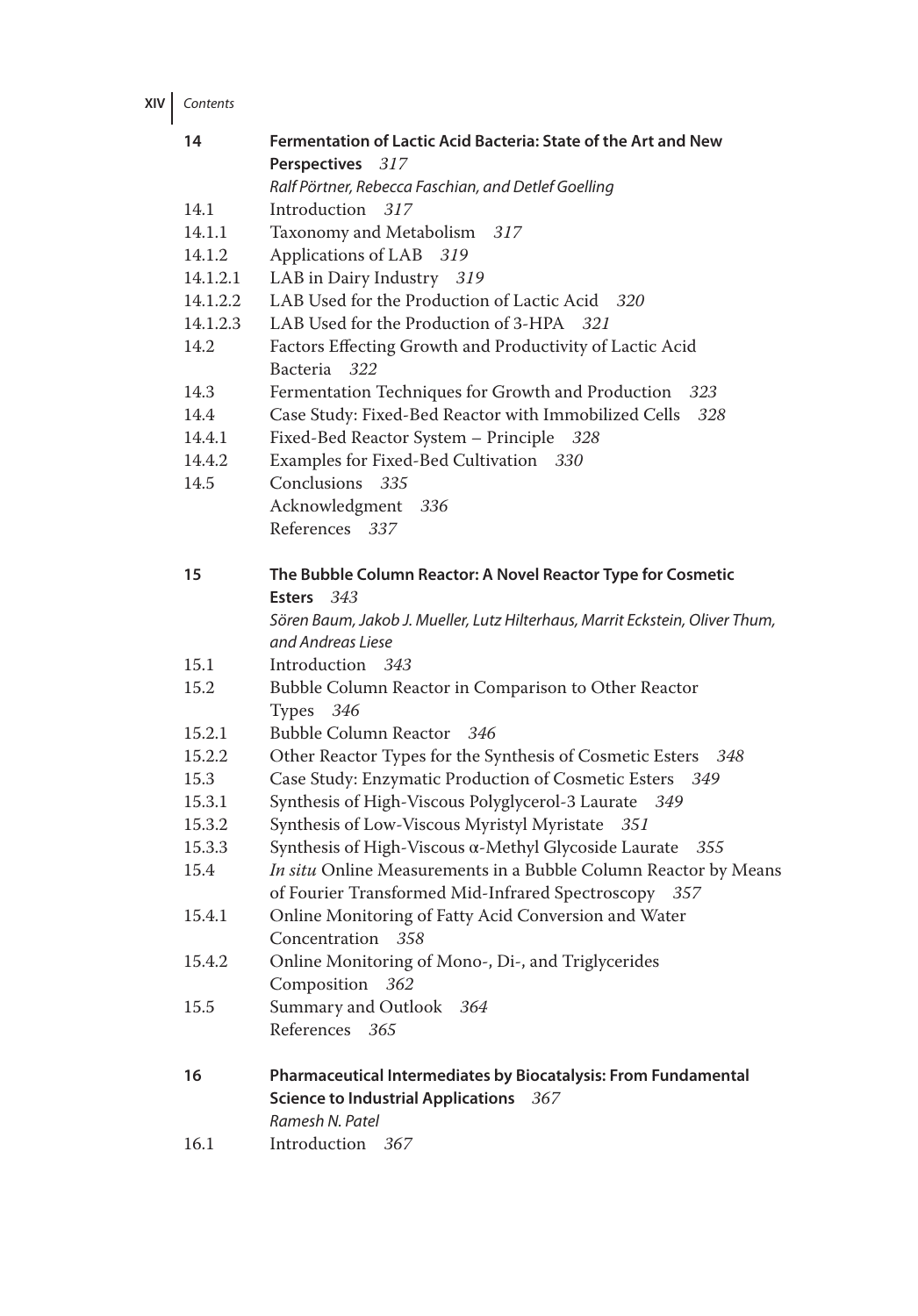**14 Fermentation of Lactic Acid Bacteria: State of the Art and New Perspectives** *317*
*Ralf Pörtner, Rebecca Faschian, and Detlef Goelling*

14.1 Introduction *317*
14.1.1 Taxonomy and Metabolism *317*
14.1.2 Applications of LAB *319*
14.1.2.1 LAB in Dairy Industry *319*
14.1.2.2 LAB Used for the Production of Lactic Acid *320*
14.1.2.3 LAB Used for the Production of 3-HPA *321*
14.2 Factors Effecting Growth and Productivity of Lactic Acid Bacteria *322*
14.3 Fermentation Techniques for Growth and Production *323*
14.4 Case Study: Fixed-Bed Reactor with Immobilized Cells *328*
14.4.1 Fixed-Bed Reactor System – Principle *328*
14.4.2 Examples for Fixed-Bed Cultivation *330*
14.5 Conclusions *335*
Acknowledgment *336*
References *337*

**15 The Bubble Column Reactor: A Novel Reactor Type for Cosmetic Esters** *343*
*Sören Baum, Jakob J. Mueller, Lutz Hilterhaus, Marrit Eckstein, Oliver Thum, and Andreas Liese*

15.1 Introduction *343*
15.2 Bubble Column Reactor in Comparison to Other Reactor Types *346*
15.2.1 Bubble Column Reactor *346*
15.2.2 Other Reactor Types for the Synthesis of Cosmetic Esters *348*
15.3 Case Study: Enzymatic Production of Cosmetic Esters *349*
15.3.1 Synthesis of High-Viscous Polyglycerol-3 Laurate *349*
15.3.2 Synthesis of Low-Viscous Myristyl Myristate *351*
15.3.3 Synthesis of High-Viscous α-Methyl Glycoside Laurate *355*
15.4 *In situ* Online Measurements in a Bubble Column Reactor by Means of Fourier Transformed Mid-Infrared Spectroscopy *357*
15.4.1 Online Monitoring of Fatty Acid Conversion and Water Concentration *358*
15.4.2 Online Monitoring of Mono-, Di-, and Triglycerides Composition *362*
15.5 Summary and Outlook *364*
References *365*

**16 Pharmaceutical Intermediates by Biocatalysis: From Fundamental Science to Industrial Applications** *367*
*Ramesh N. Patel*

16.1 Introduction *367*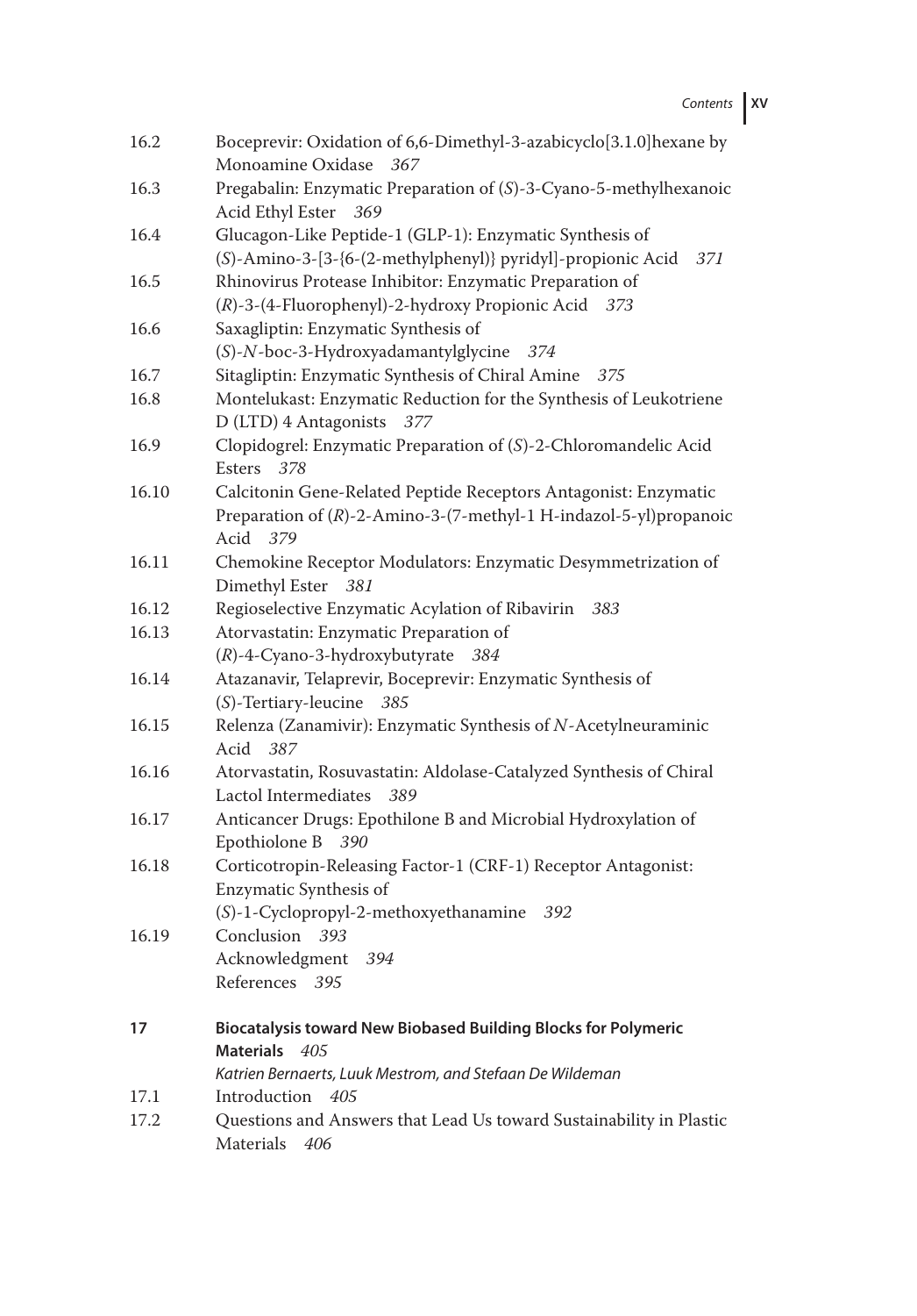16.2 Boceprevir: Oxidation of 6,6-Dimethyl-3-azabicyclo[3.1.0]hexane by Monoamine Oxidase *367*

16.3 Pregabalin: Enzymatic Preparation of (*S*)-3-Cyano-5-methylhexanoic Acid Ethyl Ester *369*

16.4 Glucagon-Like Peptide-1 (GLP-1): Enzymatic Synthesis of (*S*)-Amino-3-[3-{6-(2-methylphenyl)} pyridyl]-propionic Acid *371*

16.5 Rhinovirus Protease Inhibitor: Enzymatic Preparation of (*R*)-3-(4-Fluorophenyl)-2-hydroxy Propionic Acid *373*

16.6 Saxagliptin: Enzymatic Synthesis of (*S*)-*N*-boc-3-Hydroxyadamantylglycine *374*

16.7 Sitagliptin: Enzymatic Synthesis of Chiral Amine *375*

16.8 Montelukast: Enzymatic Reduction for the Synthesis of Leukotriene D (LTD) 4 Antagonists *377*

16.9 Clopidogrel: Enzymatic Preparation of (*S*)-2-Chloromandelic Acid Esters *378*

16.10 Calcitonin Gene-Related Peptide Receptors Antagonist: Enzymatic Preparation of (*R*)-2-Amino-3-(7-methyl-1 H-indazol-5-yl)propanoic Acid *379*

16.11 Chemokine Receptor Modulators: Enzymatic Desymmetrization of Dimethyl Ester *381*

16.12 Regioselective Enzymatic Acylation of Ribavirin *383*

16.13 Atorvastatin: Enzymatic Preparation of (*R*)-4-Cyano-3-hydroxybutyrate *384*

16.14 Atazanavir, Telaprevir, Boceprevir: Enzymatic Synthesis of (*S*)-Tertiary-leucine *385*

16.15 Relenza (Zanamivir): Enzymatic Synthesis of *N*-Acetylneuraminic Acid *387*

16.16 Atorvastatin, Rosuvastatin: Aldolase-Catalyzed Synthesis of Chiral Lactol Intermediates *389*

16.17 Anticancer Drugs: Epothilone B and Microbial Hydroxylation of Epothiolone B *390*

16.18 Corticotropin-Releasing Factor-1 (CRF-1) Receptor Antagonist: Enzymatic Synthesis of (*S*)-1-Cyclopropyl-2-methoxyethanamine *392*

16.19 Conclusion *393*

Acknowledgment *394*

References *395*

**17 Biocatalysis toward New Biobased Building Blocks for Polymeric Materials** *405*

*Katrien Bernaerts, Luuk Mestrom, and Stefaan De Wildeman*

17.1 Introduction *405*

17.2 Questions and Answers that Lead Us toward Sustainability in Plastic Materials *406*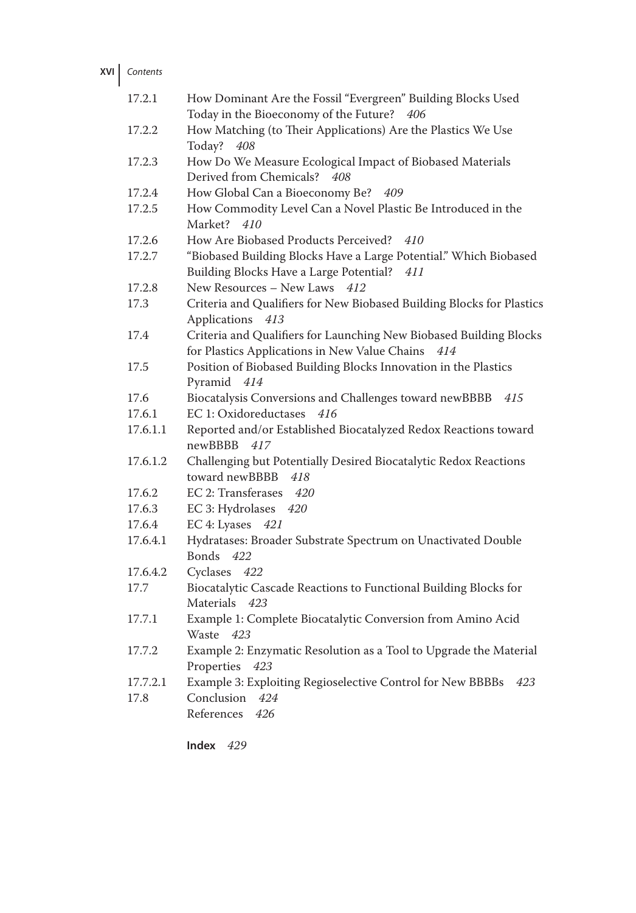| | | |
|---|---|---|
| 17.2.1 | How Dominant Are the Fossil "Evergreen" Building Blocks Used Today in the Bioeconomy of the Future? | *406* |
| 17.2.2 | How Matching (to Their Applications) Are the Plastics We Use Today? | *408* |
| 17.2.3 | How Do We Measure Ecological Impact of Biobased Materials Derived from Chemicals? | *408* |
| 17.2.4 | How Global Can a Bioeconomy Be? | *409* |
| 17.2.5 | How Commodity Level Can a Novel Plastic Be Introduced in the Market? | *410* |
| 17.2.6 | How Are Biobased Products Perceived? | *410* |
| 17.2.7 | "Biobased Building Blocks Have a Large Potential." Which Biobased Building Blocks Have a Large Potential? | *411* |
| 17.2.8 | New Resources – New Laws | *412* |
| 17.3 | Criteria and Qualifiers for New Biobased Building Blocks for Plastics Applications | *413* |
| 17.4 | Criteria and Qualifiers for Launching New Biobased Building Blocks for Plastics Applications in New Value Chains | *414* |
| 17.5 | Position of Biobased Building Blocks Innovation in the Plastics Pyramid | *414* |
| 17.6 | Biocatalysis Conversions and Challenges toward newBBBB | *415* |
| 17.6.1 | EC 1: Oxidoreductases | *416* |
| 17.6.1.1 | Reported and/or Established Biocatalyzed Redox Reactions toward newBBBB | *417* |
| 17.6.1.2 | Challenging but Potentially Desired Biocatalytic Redox Reactions toward newBBBB | *418* |
| 17.6.2 | EC 2: Transferases | *420* |
| 17.6.3 | EC 3: Hydrolases | *420* |
| 17.6.4 | EC 4: Lyases | *421* |
| 17.6.4.1 | Hydratases: Broader Substrate Spectrum on Unactivated Double Bonds | *422* |
| 17.6.4.2 | Cyclases | *422* |
| 17.7 | Biocatalytic Cascade Reactions to Functional Building Blocks for Materials | *423* |
| 17.7.1 | Example 1: Complete Biocatalytic Conversion from Amino Acid Waste | *423* |
| 17.7.2 | Example 2: Enzymatic Resolution as a Tool to Upgrade the Material Properties | *423* |
| 17.7.2.1 | Example 3: Exploiting Regioselective Control for New BBBBs | *423* |
| 17.8 | Conclusion | *424* |
| | References | *426* |

**Index** *429*